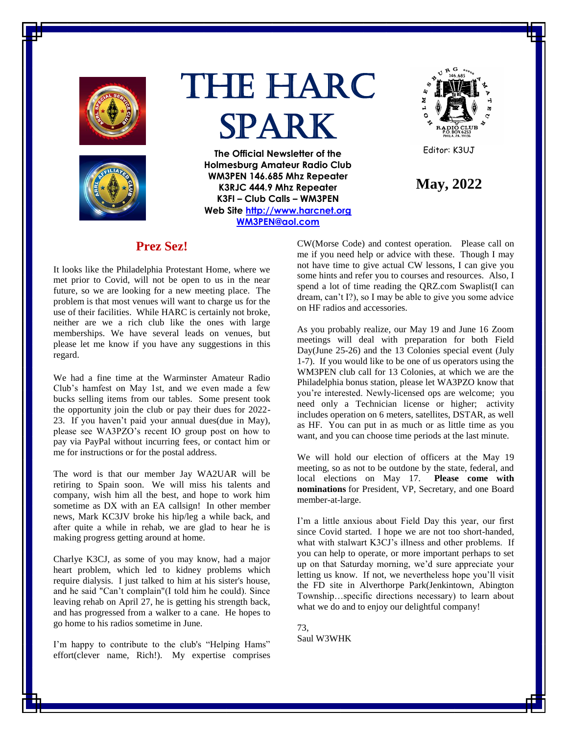# THE HARC SPARK

**The Official Newsletter of the Holmesburg Amateur Radio Club**
**WM3PEN 146.685 Mhz Repeater**
**K3RJC 444.9 Mhz Repeater**
**K3FI – Club Calls – WM3PEN**
**Web Site [http://www.harcnet.org](http://www.harcnet.org)**
**[WM3PEN@aol.com](mailto:WM3PEN@aol.com)**

Editor: K3UJ

**May, 2022**

## Prez Sez!

It looks like the Philadelphia Protestant Home, where we met prior to Covid, will not be open to us in the near future, so we are looking for a new meeting place. The problem is that most venues will want to charge us for the use of their facilities. While HARC is certainly not broke, neither are we a rich club like the ones with large memberships. We have several leads on venues, but please let me know if you have any suggestions in this regard.

We had a fine time at the Warminster Amateur Radio Club's hamfest on May 1st, and we even made a few bucks selling items from our tables. Some present took the opportunity join the club or pay their dues for 2022-23. If you haven't paid your annual dues(due in May), please see WA3PZO's recent IO group post on how to pay via PayPal without incurring fees, or contact him or me for instructions or for the postal address.

The word is that our member Jay WA2UAR will be retiring to Spain soon. We will miss his talents and company, wish him all the best, and hope to work him sometime as DX with an EA callsign! In other member news, Mark KC3JV broke his hip/leg a while back, and after quite a while in rehab, we are glad to hear he is making progress getting around at home.

Charlye K3CJ, as some of you may know, had a major heart problem, which led to kidney problems which require dialysis. I just talked to him at his sister's house, and he said "Can't complain"(I told him he could). Since leaving rehab on April 27, he is getting his strength back, and has progressed from a walker to a cane. He hopes to go home to his radios sometime in June.

I'm happy to contribute to the club's "Helping Hams" effort(clever name, Rich!). My expertise comprises CW(Morse Code) and contest operation. Please call on me if you need help or advice with these. Though I may not have time to give actual CW lessons, I can give you some hints and refer you to courses and resources. Also, I spend a lot of time reading the QRZ.com Swaplist(I can dream, can't I?), so I may be able to give you some advice on HF radios and accessories.

As you probably realize, our May 19 and June 16 Zoom meetings will deal with preparation for both Field Day(June 25-26) and the 13 Colonies special event (July 1-7). If you would like to be one of us operators using the WM3PEN club call for 13 Colonies, at which we are the Philadelphia bonus station, please let WA3PZO know that you're interested. Newly-licensed ops are welcome; you need only a Technician license or higher; activity includes operation on 6 meters, satellites, DSTAR, as well as HF. You can put in as much or as little time as you want, and you can choose time periods at the last minute.

We will hold our election of officers at the May 19 meeting, so as not to be outdone by the state, federal, and local elections on May 17. **Please come with nominations** for President, VP, Secretary, and one Board member-at-large.

I'm a little anxious about Field Day this year, our first since Covid started. I hope we are not too short-handed, what with stalwart K3CJ's illness and other problems. If you can help to operate, or more important perhaps to set up on that Saturday morning, we'd sure appreciate your letting us know. If not, we nevertheless hope you'll visit the FD site in Alverthorpe Park(Jenkintown, Abington Township…specific directions necessary) to learn about what we do and to enjoy our delightful company!

73,
Saul W3WHK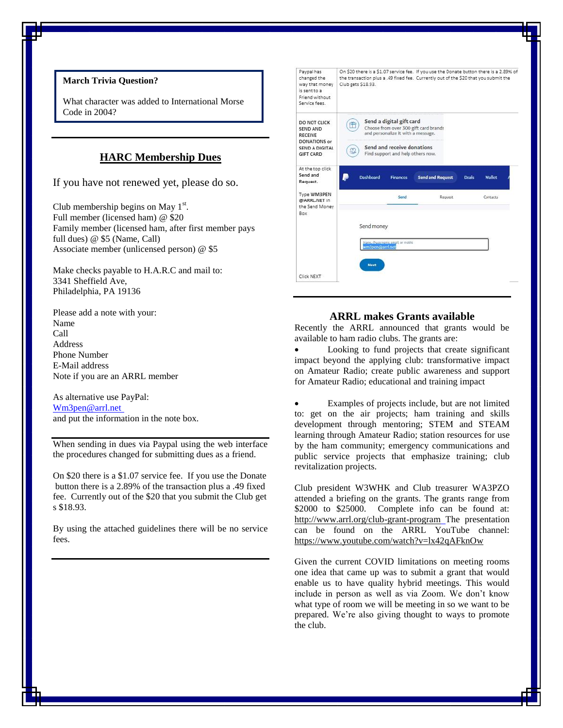**March Trivia Question?**

What character was added to International Morse Code in 2004?

## HARC Membership Dues

If you have not renewed yet, please do so.

Club membership begins on May 1st.
Full member (licensed ham) @ $20
Family member (licensed ham, after first member pays full dues) @ $5 (Name, Call)
Associate member (unlicensed person) @ $5

Make checks payable to H.A.R.C and mail to:
3341 Sheffield Ave,
Philadelphia, PA 19136

Please add a note with your:
Name
Call
Address
Phone Number
E-Mail address
Note if you are an ARRL member

As alternative use PayPal:
Wm3pen@arrl.net
and put the information in the note box.

When sending in dues via Paypal using the web interface the procedures changed for submitting dues as a friend.

On $20 there is a $1.07 service fee. If you use the Donate button there is a 2.89% of the transaction plus a .49 fixed fee. Currently out of the $20 that you submit the Club gets $18.93.

By using the attached guidelines there will be no service fees.

| | |
|---|---|
| Paypal has changed the way that money is sent to a Friend without Service fees. | On $20 there is a $1.07 service fee. If you use the Donate button there is a 2.89% of the transaction plus a .49 fixed fee. Currently out of the $20 that you submit the Club gets $18.93. |
| DO NOT CLICK SEND AND RECEIVE DONATIONS or SEND A DIGITAL GIFT CARD | Send a digital gift card – Choose from over 300 gift card brands and personalize it with a message. Send and receive donations – Find support and help others now. |
| At the top click Send and Request. | Dashboard · Finances · Send and Request · Deals · Wallet |
| Type WM3PEN @ARRL.NET in the Send Money Box | Send · Request · Contacts — Send money: wm3pen@arrl.net |
| Click NEXT | Next |

## ARRL makes Grants available

Recently the ARRL announced that grants would be available to ham radio clubs. The grants are:

- Looking to fund projects that create significant impact beyond the applying club: transformative impact on Amateur Radio; create public awareness and support for Amateur Radio; educational and training impact

- Examples of projects include, but are not limited to: get on the air projects; ham training and skills development through mentoring; STEM and STEAM learning through Amateur Radio; station resources for use by the ham community; emergency communications and public service projects that emphasize training; club revitalization projects.

Club president W3WHK and Club treasurer WA3PZO attended a briefing on the grants. The grants range from $2000 to $25000. Complete info can be found at: http://www.arrl.org/club-grant-program The presentation can be found on the ARRL YouTube channel: https://www.youtube.com/watch?v=lx42qAFknOw

Given the current COVID limitations on meeting rooms one idea that came up was to submit a grant that would enable us to have quality hybrid meetings. This would include in person as well as via Zoom. We don't know what type of room we will be meeting in so we want to be prepared. We're also giving thought to ways to promote the club.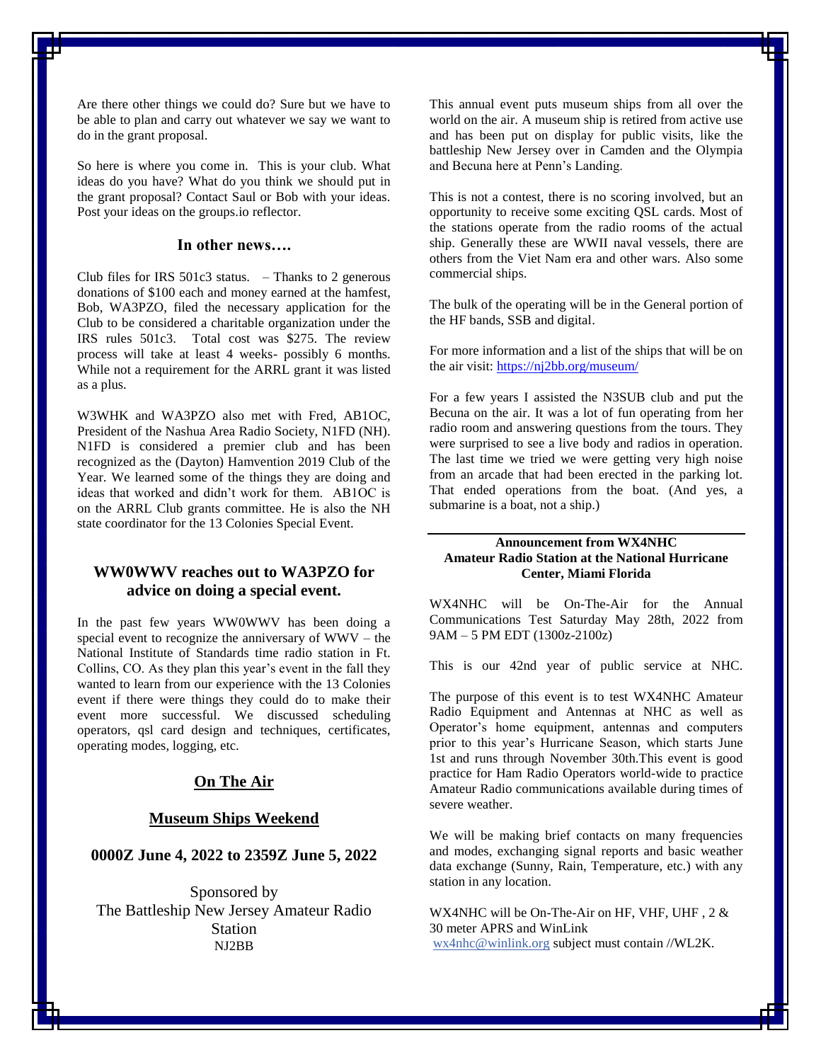Are there other things we could do? Sure but we have to be able to plan and carry out whatever we say we want to do in the grant proposal.

So here is where you come in. This is your club. What ideas do you have? What do you think we should put in the grant proposal? Contact Saul or Bob with your ideas. Post your ideas on the groups.io reflector.

### In other news….

Club files for IRS 501c3 status. – Thanks to 2 generous donations of $100 each and money earned at the hamfest, Bob, WA3PZO, filed the necessary application for the Club to be considered a charitable organization under the IRS rules 501c3. Total cost was $275. The review process will take at least 4 weeks- possibly 6 months. While not a requirement for the ARRL grant it was listed as a plus.

W3WHK and WA3PZO also met with Fred, AB1OC, President of the Nashua Area Radio Society, N1FD (NH). N1FD is considered a premier club and has been recognized as the (Dayton) Hamvention 2019 Club of the Year. We learned some of the things they are doing and ideas that worked and didn't work for them. AB1OC is on the ARRL Club grants committee. He is also the NH state coordinator for the 13 Colonies Special Event.

## WW0WWV reaches out to WA3PZO for advice on doing a special event.

In the past few years WW0WWV has been doing a special event to recognize the anniversary of WWV – the National Institute of Standards time radio station in Ft. Collins, CO. As they plan this year's event in the fall they wanted to learn from our experience with the 13 Colonies event if there were things they could do to make their event more successful. We discussed scheduling operators, qsl card design and techniques, certificates, operating modes, logging, etc.

## On The Air

### Museum Ships Weekend

**0000Z June 4, 2022 to 2359Z June 5, 2022**

Sponsored by
The Battleship New Jersey Amateur Radio Station
NJ2BB

This annual event puts museum ships from all over the world on the air. A museum ship is retired from active use and has been put on display for public visits, like the battleship New Jersey over in Camden and the Olympia and Becuna here at Penn's Landing.

This is not a contest, there is no scoring involved, but an opportunity to receive some exciting QSL cards. Most of the stations operate from the radio rooms of the actual ship. Generally these are WWII naval vessels, there are others from the Viet Nam era and other wars. Also some commercial ships.

The bulk of the operating will be in the General portion of the HF bands, SSB and digital.

For more information and a list of the ships that will be on the air visit: https://nj2bb.org/museum/

For a few years I assisted the N3SUB club and put the Becuna on the air. It was a lot of fun operating from her radio room and answering questions from the tours. They were surprised to see a live body and radios in operation. The last time we tried we were getting very high noise from an arcade that had been erected in the parking lot. That ended operations from the boat. (And yes, a submarine is a boat, not a ship.)

---

**Announcement from WX4NHC**
**Amateur Radio Station at the National Hurricane Center, Miami Florida**

WX4NHC will be On-The-Air for the Annual Communications Test Saturday May 28th, 2022 from 9AM – 5 PM EDT (1300z-2100z)

This is our 42nd year of public service at NHC.

The purpose of this event is to test WX4NHC Amateur Radio Equipment and Antennas at NHC as well as Operator's home equipment, antennas and computers prior to this year's Hurricane Season, which starts June 1st and runs through November 30th.This event is good practice for Ham Radio Operators world-wide to practice Amateur Radio communications available during times of severe weather.

We will be making brief contacts on many frequencies and modes, exchanging signal reports and basic weather data exchange (Sunny, Rain, Temperature, etc.) with any station in any location.

WX4NHC will be On-The-Air on HF, VHF, UHF , 2 & 30 meter APRS and WinLink
wx4nhc@winlink.org subject must contain //WL2K.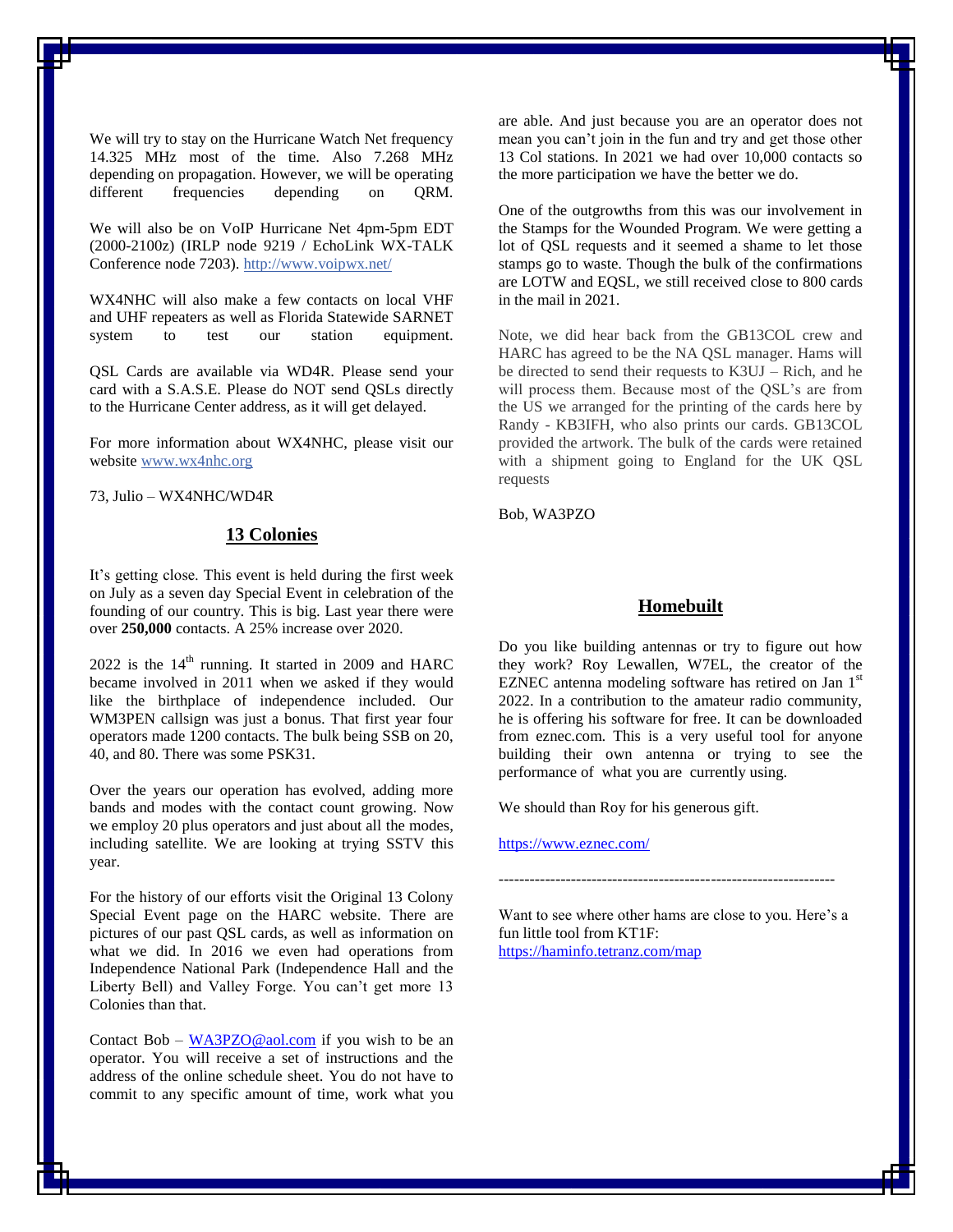We will try to stay on the Hurricane Watch Net frequency 14.325 MHz most of the time. Also 7.268 MHz depending on propagation. However, we will be operating different frequencies depending on QRM.

We will also be on VoIP Hurricane Net 4pm-5pm EDT (2000-2100z) (IRLP node 9219 / EchoLink WX-TALK Conference node 7203). http://www.voipwx.net/

WX4NHC will also make a few contacts on local VHF and UHF repeaters as well as Florida Statewide SARNET system to test our station equipment.

QSL Cards are available via WD4R. Please send your card with a S.A.S.E. Please do NOT send QSLs directly to the Hurricane Center address, as it will get delayed.

For more information about WX4NHC, please visit our website www.wx4nhc.org

73, Julio – WX4NHC/WD4R

## 13 Colonies

It's getting close. This event is held during the first week on July as a seven day Special Event in celebration of the founding of our country. This is big. Last year there were over **250,000** contacts. A 25% increase over 2020.

2022 is the 14th running. It started in 2009 and HARC became involved in 2011 when we asked if they would like the birthplace of independence included. Our WM3PEN callsign was just a bonus. That first year four operators made 1200 contacts. The bulk being SSB on 20, 40, and 80. There was some PSK31.

Over the years our operation has evolved, adding more bands and modes with the contact count growing. Now we employ 20 plus operators and just about all the modes, including satellite. We are looking at trying SSTV this year.

For the history of our efforts visit the Original 13 Colony Special Event page on the HARC website. There are pictures of our past QSL cards, as well as information on what we did. In 2016 we even had operations from Independence National Park (Independence Hall and the Liberty Bell) and Valley Forge. You can't get more 13 Colonies than that.

Contact Bob – WA3PZO@aol.com if you wish to be an operator. You will receive a set of instructions and the address of the online schedule sheet. You do not have to commit to any specific amount of time, work what you are able. And just because you are an operator does not mean you can't join in the fun and try and get those other 13 Col stations. In 2021 we had over 10,000 contacts so the more participation we have the better we do.

One of the outgrowths from this was our involvement in the Stamps for the Wounded Program. We were getting a lot of QSL requests and it seemed a shame to let those stamps go to waste. Though the bulk of the confirmations are LOTW and EQSL, we still received close to 800 cards in the mail in 2021.

Note, we did hear back from the GB13COL crew and HARC has agreed to be the NA QSL manager. Hams will be directed to send their requests to K3UJ – Rich, and he will process them. Because most of the QSL's are from the US we arranged for the printing of the cards here by Randy - KB3IFH, who also prints our cards. GB13COL provided the artwork. The bulk of the cards were retained with a shipment going to England for the UK QSL requests

Bob, WA3PZO

## Homebuilt

Do you like building antennas or try to figure out how they work? Roy Lewallen, W7EL, the creator of the EZNEC antenna modeling software has retired on Jan 1st 2022. In a contribution to the amateur radio community, he is offering his software for free. It can be downloaded from eznec.com. This is a very useful tool for anyone building their own antenna or trying to see the performance of what you are currently using.

We should than Roy for his generous gift.

https://www.eznec.com/

-----------------------------------------------------------------

Want to see where other hams are close to you. Here's a fun little tool from KT1F:
https://haminfo.tetranz.com/map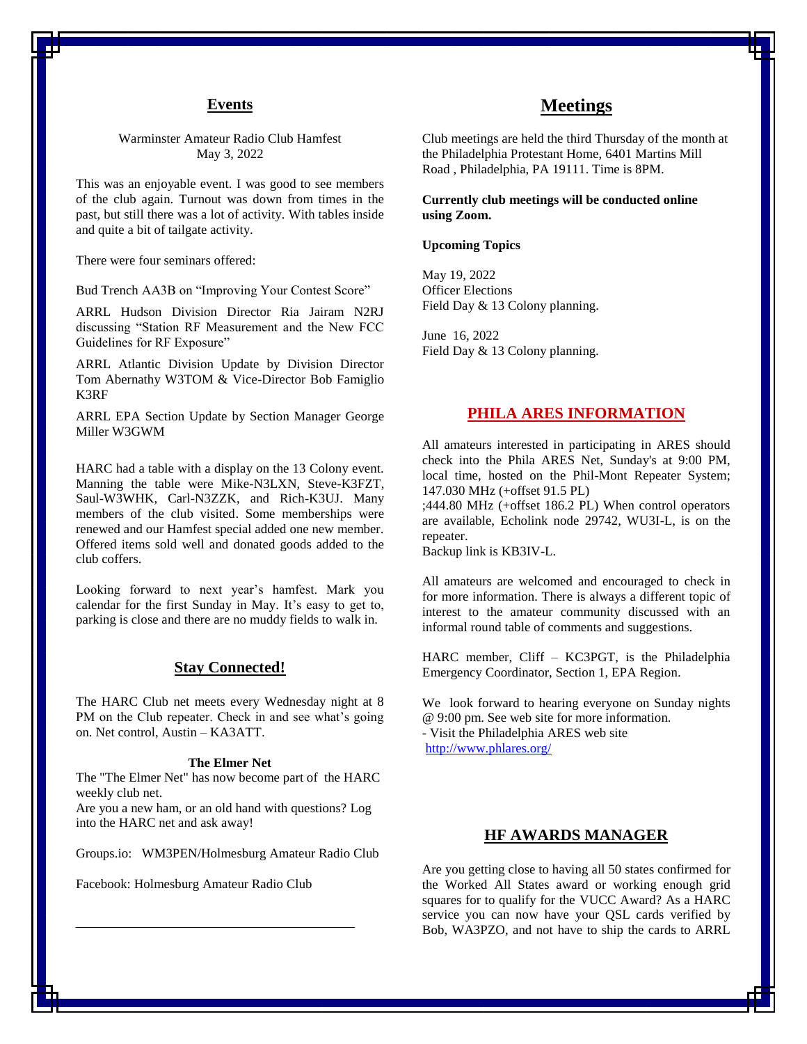## Events

Warminster Amateur Radio Club Hamfest
May 3, 2022

This was an enjoyable event. I was good to see members of the club again. Turnout was down from times in the past, but still there was a lot of activity. With tables inside and quite a bit of tailgate activity.

There were four seminars offered:

Bud Trench AA3B on "Improving Your Contest Score"

ARRL Hudson Division Director Ria Jairam N2RJ discussing "Station RF Measurement and the New FCC Guidelines for RF Exposure"

ARRL Atlantic Division Update by Division Director Tom Abernathy W3TOM & Vice-Director Bob Famiglio K3RF

ARRL EPA Section Update by Section Manager George Miller W3GWM

HARC had a table with a display on the 13 Colony event. Manning the table were Mike-N3LXN, Steve-K3FZT, Saul-W3WHK, Carl-N3ZZK, and Rich-K3UJ. Many members of the club visited. Some memberships were renewed and our Hamfest special added one new member. Offered items sold well and donated goods added to the club coffers.

Looking forward to next year's hamfest. Mark you calendar for the first Sunday in May. It's easy to get to, parking is close and there are no muddy fields to walk in.

## Stay Connected!

The HARC Club net meets every Wednesday night at 8 PM on the Club repeater. Check in and see what's going on. Net control, Austin – KA3ATT.

**The Elmer Net**

The "The Elmer Net" has now become part of the HARC weekly club net.
Are you a new ham, or an old hand with questions? Log into the HARC net and ask away!

Groups.io: WM3PEN/Holmesburg Amateur Radio Club

Facebook: Holmesburg Amateur Radio Club

---

## Meetings

Club meetings are held the third Thursday of the month at the Philadelphia Protestant Home, 6401 Martins Mill Road , Philadelphia, PA 19111. Time is 8PM.

**Currently club meetings will be conducted online using Zoom.**

**Upcoming Topics**

May 19, 2022
Officer Elections
Field Day & 13 Colony planning.

June 16, 2022
Field Day & 13 Colony planning.

## PHILA ARES INFORMATION

All amateurs interested in participating in ARES should check into the Phila ARES Net, Sunday's at 9:00 PM, local time, hosted on the Phil-Mont Repeater System; 147.030 MHz (+offset 91.5 PL)
;444.80 MHz (+offset 186.2 PL) When control operators are available, Echolink node 29742, WU3I-L, is on the repeater.
Backup link is KB3IV-L.

All amateurs are welcomed and encouraged to check in for more information. There is always a different topic of interest to the amateur community discussed with an informal round table of comments and suggestions.

HARC member, Cliff – KC3PGT, is the Philadelphia Emergency Coordinator, Section 1, EPA Region.

We look forward to hearing everyone on Sunday nights @ 9:00 pm. See web site for more information.
- Visit the Philadelphia ARES web site
http://www.phlares.org/

## HF AWARDS MANAGER

Are you getting close to having all 50 states confirmed for the Worked All States award or working enough grid squares for to qualify for the VUCC Award? As a HARC service you can now have your QSL cards verified by Bob, WA3PZO, and not have to ship the cards to ARRL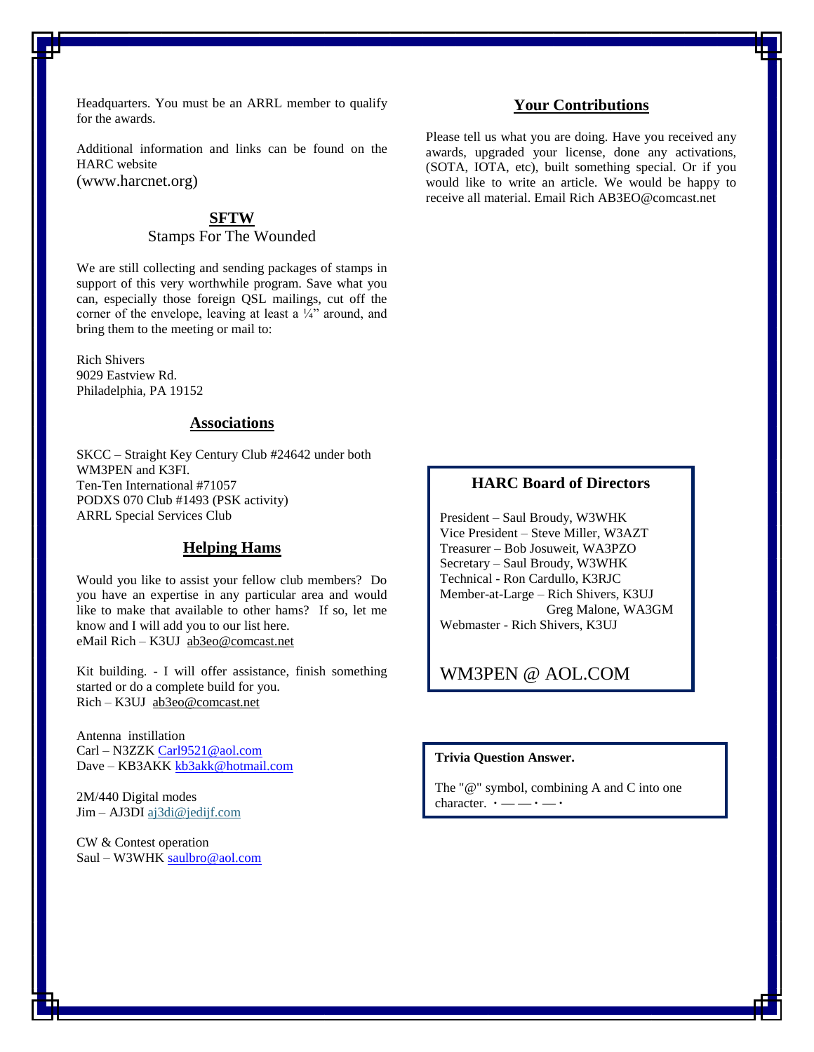Headquarters. You must be an ARRL member to qualify for the awards.

Additional information and links can be found on the HARC website (www.harcnet.org)

## SFTW

Stamps For The Wounded

We are still collecting and sending packages of stamps in support of this very worthwhile program. Save what you can, especially those foreign QSL mailings, cut off the corner of the envelope, leaving at least a ¼" around, and bring them to the meeting or mail to:

Rich Shivers
9029 Eastview Rd.
Philadelphia, PA 19152

## Associations

SKCC – Straight Key Century Club #24642 under both WM3PEN and K3FI.
Ten-Ten International #71057
PODXS 070 Club #1493 (PSK activity)
ARRL Special Services Club

## Helping Hams

Would you like to assist your fellow club members? Do you have an expertise in any particular area and would like to make that available to other hams? If so, let me know and I will add you to our list here.
eMail Rich – K3UJ ab3eo@comcast.net

Kit building. - I will offer assistance, finish something started or do a complete build for you.
Rich – K3UJ ab3eo@comcast.net

Antenna instillation
Carl – N3ZZK Carl9521@aol.com
Dave – KB3AKK kb3akk@hotmail.com

2M/440 Digital modes
Jim – AJ3DI aj3di@jedijf.com

CW & Contest operation
Saul – W3WHK saulbro@aol.com

## Your Contributions

Please tell us what you are doing. Have you received any awards, upgraded your license, done any activations, (SOTA, IOTA, etc), built something special. Or if you would like to write an article. We would be happy to receive all material. Email Rich AB3EO@comcast.net

## HARC Board of Directors

President – Saul Broudy, W3WHK
Vice President – Steve Miller, W3AZT
Treasurer – Bob Josuweit, WA3PZO
Secretary – Saul Broudy, W3WHK
Technical - Ron Cardullo, K3RJC
Member-at-Large – Rich Shivers, K3UJ
Greg Malone, WA3GM
Webmaster - Rich Shivers, K3UJ

WM3PEN @ AOL.COM

**Trivia Question Answer.**

The "@" symbol, combining A and C into one character. · — — · — ·